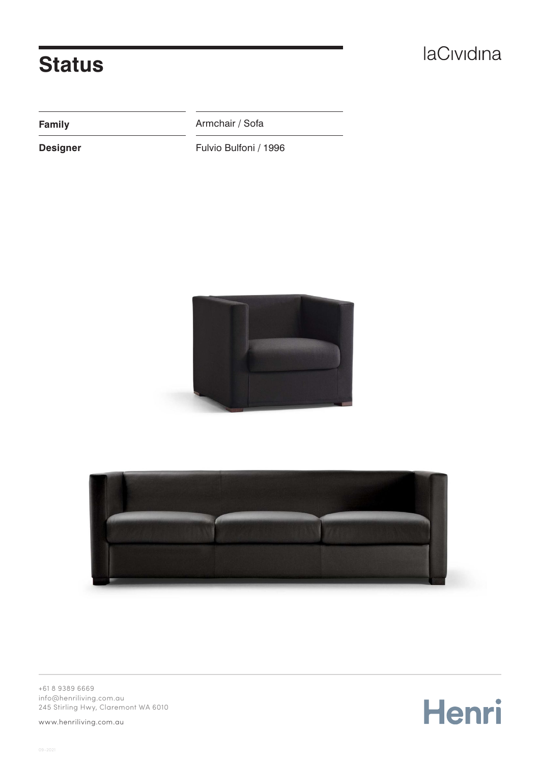# Status

laCividina

| Family | Armchair / Sofa |
| --- | --- |
| Designer | Fulvio Bulfoni / 1996 |

+61 8 9389 6669
info@henriliving.com.au
245 Stirling Hwy, Claremont WA 6010

www.henriliving.com.au

Henri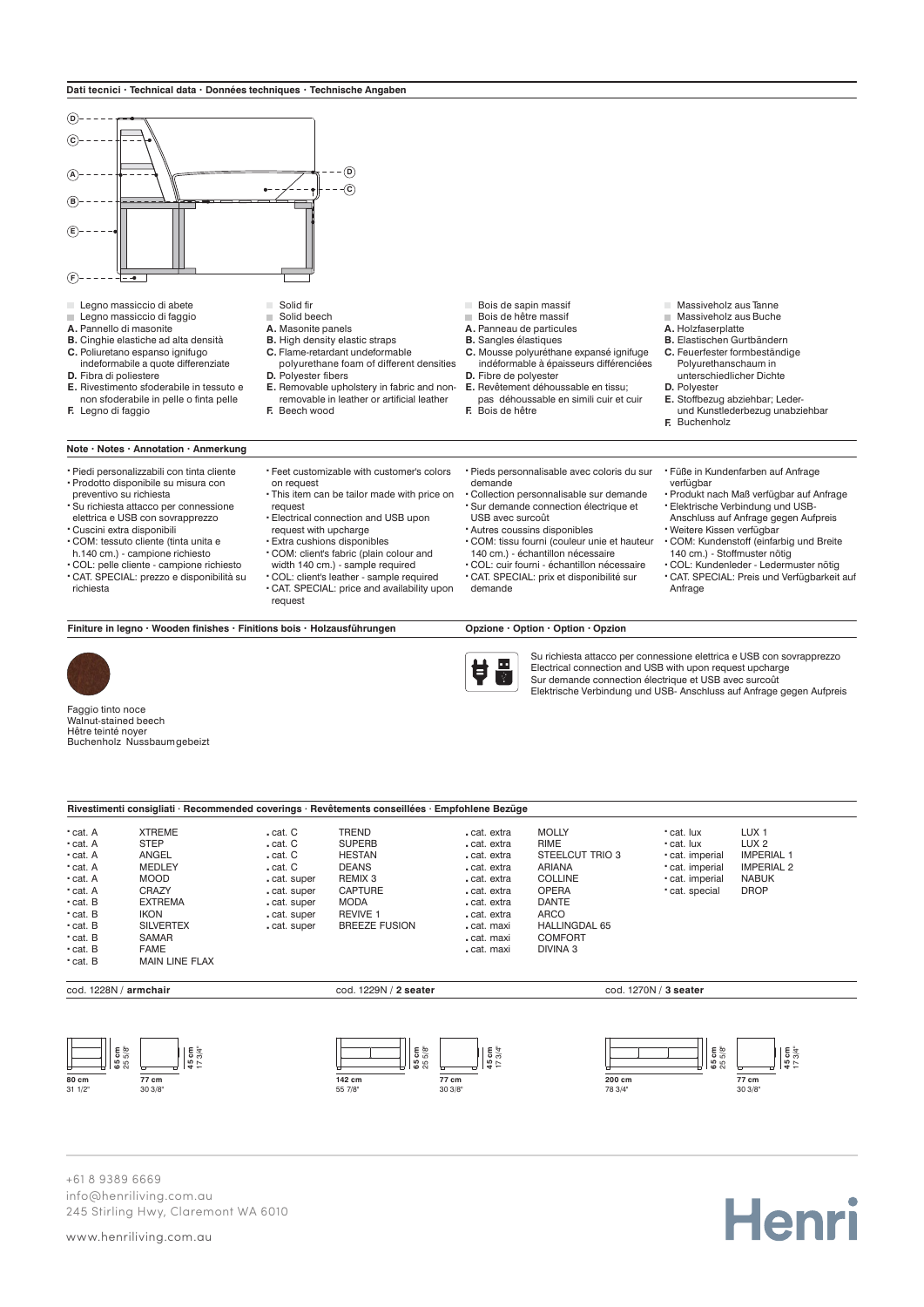**Dati tecnici · Technical data · Données techniques · Technische Angaben**

D
C
A
B
E
F
D
C

- Legno massiccio di abete
- Legno massiccio di faggio
- **A.** Pannello di masonite
- **B.** Cinghie elastiche ad alta densità
- **C.** Poliuretano espanso ignifugo indeformabile a quote differenziate
- **D.** Fibra di poliestere
- **E.** Rivestimento sfoderabile in tessuto e non sfoderabile in pelle o finta pelle
- **F.** Legno di faggio

- Solid fir
- Solid beech
- **A.** Masonite panels
- **B.** High density elastic straps
- **C.** Flame-retardant undeformable polyurethane foam of different densities
- **D.** Polyester fibers
- **E.** Removable upholstery in fabric and non-removable in leather or artificial leather
- **F.** Beech wood

- Bois de sapin massif
- Bois de hêtre massif
- **A.** Panneau de particules
- **B.** Sangles élastiques
- **C.** Mousse polyuréthane expansé ignifuge indéformable à épaisseurs différenciées
- **D.** Fibre de polyester
- **E.** Revêtement déhoussable en tissu; pas déhoussable en simili cuir et cuir
- **F.** Bois de hêtre

- Massivholz aus Tanne
- Massivholz aus Buche
- **A.** Holzfaserplatte
- **B.** Elastischen Gurtbändern
- **C.** Feuerfester formbeständige Polyurethanschaum in unterschiedlicher Dichte
- **D.** Polyester
- **E.** Stoffbezug abziehbar; Leder- und Kunstlederbezug unabziehbar
- **F.** Buchenholz

**Note · Notes · Annotation · Anmerkung**

- Piedi personalizzabili con tinta cliente
- Prodotto disponibile su misura con preventivo su richiesta
- Su richiesta attacco per connessione elettrica e USB con sovrapprezzo
- Cuscini extra disponibili
- COM: tessuto cliente (tinta unita e h.140 cm.) - campione richiesto
- COL: pelle cliente - campione richiesto
- CAT. SPECIAL: prezzo e disponibilità su richiesta

- Feet customizable with customer's colors on request
- This item can be tailor made with price on request
- Electrical connection and USB upon request with upcharge
- Extra cushions available
- COM: client's fabric (plain colour and width 140 cm.) - sample required
- COL: client's leather - sample required
- CAT. SPECIAL: price and availability upon request

- Pieds personnalisable avec coloris du sur demande
- Collection personnalisable sur demande
- Sur demande connection électrique et USB avec surcoût
- Autres coussins disponibles
- COM: tissu fourni (couleur unie et hauteur 140 cm.) - échantillon nécessaire
- COL: cuir fourni - échantillon nécessaire
- CAT. SPECIAL: prix et disponibilité sur demande

- Füße in Kundenfarben auf Anfrage verfügbar
- Produkt nach Maß verfügbar auf Anfrage
- Elektrische Verbindung und USB-Anschluss auf Anfrage gegen Aufpreis
- Weitere Kissen verfügbar
- COM: Kundenstoff (einfarbig und Breite 140 cm.) - Stoffmuster nötig
- COL: Kundenleder - Ledermuster nötig
- CAT. SPECIAL: Preis und Verfügbarkeit auf Anfrage

**Finiture in legno · Wooden finishes · Finitions bois · Holzausführungen**

Faggio tinto noce
Walnut-stained beech
Hêtre teinté noyer
Buchenholz Nussbaumgebeizt

**Opzione · Option · Option · Opzion**

Su richiesta attacco per connessione elettrica e USB con sovrapprezzo
Electrical connection and USB with upon request upcharge
Sur demande connection électrique et USB avec surcoût
Elektrische Verbindung und USB- Anschluss auf Anfrage gegen Aufpreis

**Rivestimenti consigliati · Recommended coverings · Revêtements conseillées · Empfohlene Bezüge**

| | | | | | | | |
|---|---|---|---|---|---|---|---|
| cat. A | XTREME | cat. C | TREND | cat. extra | MOLLY | cat. lux | LUX 1 |
| cat. A | STEP | cat. C | SUPERB | cat. extra | RIME | cat. lux | LUX 2 |
| cat. A | ANGEL | cat. C | HESTAN | cat. extra | STEELCUT TRIO 3 | cat. imperial | IMPERIAL 1 |
| cat. A | MEDLEY | cat. C | DEANS | cat. extra | ARIANA | cat. imperial | IMPERIAL 2 |
| cat. A | MOOD | cat. super | REMIX 3 | cat. extra | COLLINE | cat. imperial | NABUK |
| cat. A | CRAZY | cat. super | CAPTURE | cat. extra | OPERA | cat. special | DROP |
| cat. B | EXTREMA | cat. super | MODA | cat. extra | DANTE | | |
| cat. B | IKON | cat. super | REVIVE 1 | cat. extra | ARCO | | |
| cat. B | SILVERTEX | cat. super | BREEZE FUSION | cat. maxi | HALLINGDAL 65 | | |
| cat. B | SAMAR | | | cat. maxi | COMFORT | | |
| cat. B | FAME | | | cat. maxi | DIVINA 3 | | |
| cat. B | MAIN LINE FLAX | | | | | | |

cod. 1228N / **armchair**

65 cm 25 5/8"
45 cm 17 3/4"
80 cm 31 1/2"
77 cm 30 3/8"

cod. 1229N / **2 seater**

65 cm 25 5/8"
45 cm 17 3/4"
142 cm 55 7/8"
77 cm 30 3/8"

cod. 1270N / **3 seater**

65 cm 25 5/8"
45 cm 17 3/4"
200 cm 78 3/4"
77 cm 30 3/8"

+61 8 9389 6669
info@henriliving.com.au
245 Stirling Hwy, Claremont WA 6010

www.henriliving.com.au

Henri